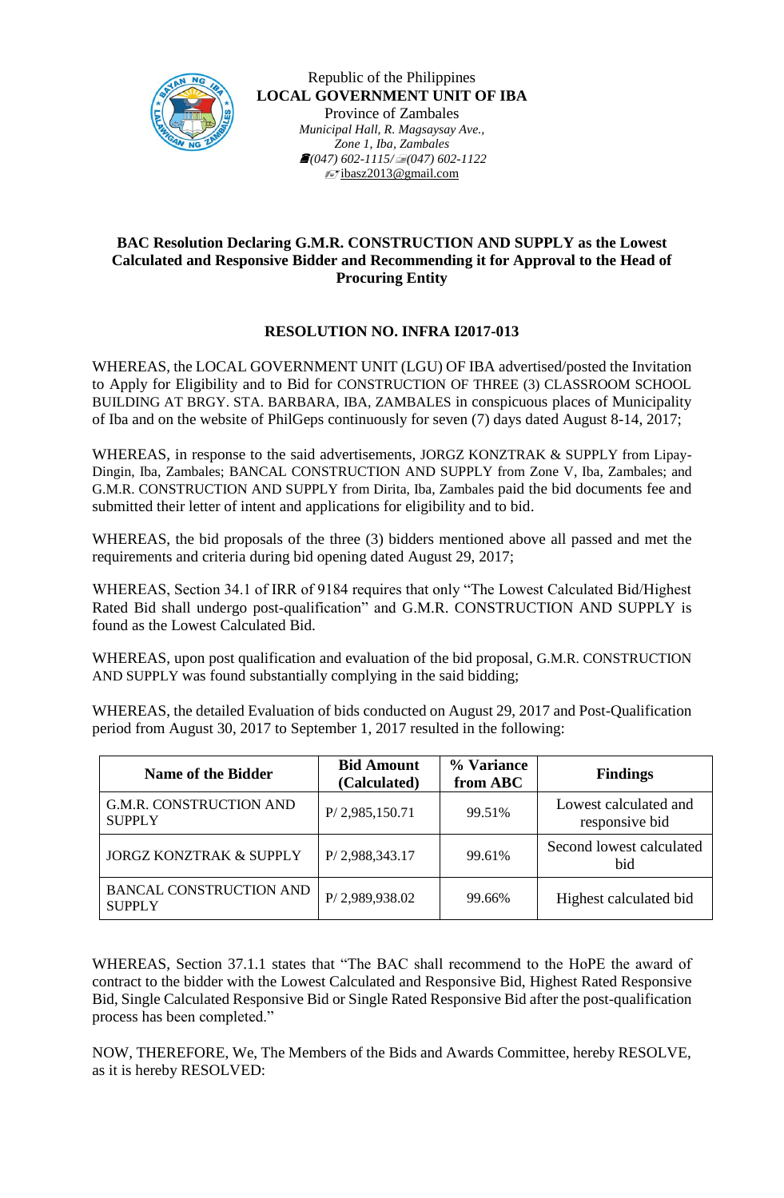Republic of the Philippines
**LOCAL GOVERNMENT UNIT OF IBA**
Province of Zambales
*Municipal Hall, R. Magsaysay Ave.,*
*Zone 1, Iba, Zambales*
*(047) 602-1115/ (047) 602-1122*
ibasz2013@gmail.com

**BAC Resolution Declaring G.M.R. CONSTRUCTION AND SUPPLY as the Lowest Calculated and Responsive Bidder and Recommending it for Approval to the Head of Procuring Entity**

**RESOLUTION NO. INFRA I2017-013**

WHEREAS, the LOCAL GOVERNMENT UNIT (LGU) OF IBA advertised/posted the Invitation to Apply for Eligibility and to Bid for CONSTRUCTION OF THREE (3) CLASSROOM SCHOOL BUILDING AT BRGY. STA. BARBARA, IBA, ZAMBALES in conspicuous places of Municipality of Iba and on the website of PhilGeps continuously for seven (7) days dated August 8-14, 2017;

WHEREAS, in response to the said advertisements, JORGZ KONZTRAK & SUPPLY from Lipay-Dingin, Iba, Zambales; BANCAL CONSTRUCTION AND SUPPLY from Zone V, Iba, Zambales; and G.M.R. CONSTRUCTION AND SUPPLY from Dirita, Iba, Zambales paid the bid documents fee and submitted their letter of intent and applications for eligibility and to bid.

WHEREAS, the bid proposals of the three (3) bidders mentioned above all passed and met the requirements and criteria during bid opening dated August 29, 2017;

WHEREAS, Section 34.1 of IRR of 9184 requires that only "The Lowest Calculated Bid/Highest Rated Bid shall undergo post-qualification" and G.M.R. CONSTRUCTION AND SUPPLY is found as the Lowest Calculated Bid.

WHEREAS, upon post qualification and evaluation of the bid proposal, G.M.R. CONSTRUCTION AND SUPPLY was found substantially complying in the said bidding;

WHEREAS, the detailed Evaluation of bids conducted on August 29, 2017 and Post-Qualification period from August 30, 2017 to September 1, 2017 resulted in the following:

| Name of the Bidder | Bid Amount (Calculated) | % Variance from ABC | Findings |
|---|---|---|---|
| G.M.R. CONSTRUCTION AND SUPPLY | P/ 2,985,150.71 | 99.51% | Lowest calculated and responsive bid |
| JORGZ KONZTRAK & SUPPLY | P/ 2,988,343.17 | 99.61% | Second lowest calculated bid |
| BANCAL CONSTRUCTION AND SUPPLY | P/ 2,989,938.02 | 99.66% | Highest calculated bid |

WHEREAS, Section 37.1.1 states that "The BAC shall recommend to the HoPE the award of contract to the bidder with the Lowest Calculated and Responsive Bid, Highest Rated Responsive Bid, Single Calculated Responsive Bid or Single Rated Responsive Bid after the post-qualification process has been completed."

NOW, THEREFORE, We, The Members of the Bids and Awards Committee, hereby RESOLVE, as it is hereby RESOLVED: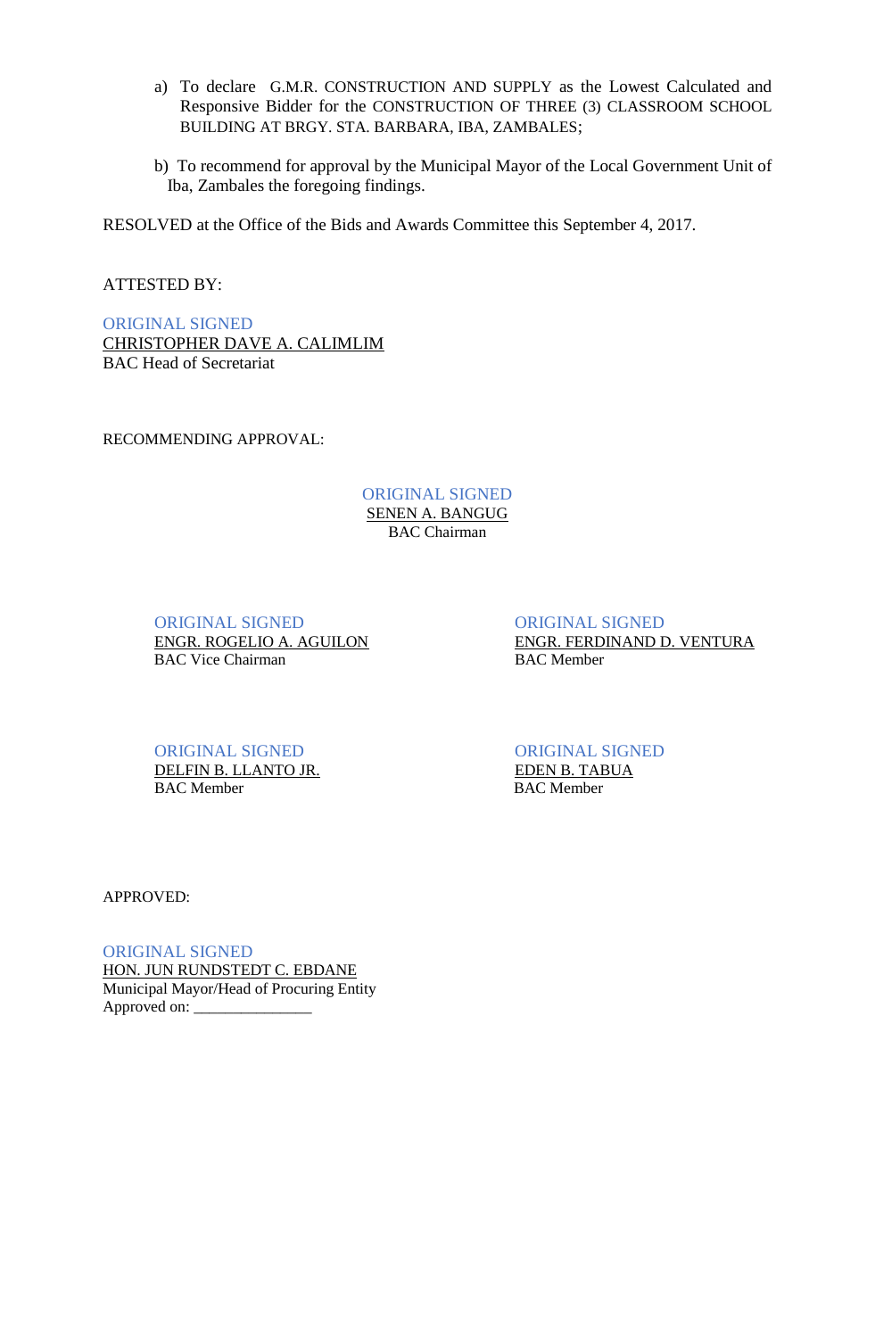a) To declare G.M.R. CONSTRUCTION AND SUPPLY as the Lowest Calculated and Responsive Bidder for the CONSTRUCTION OF THREE (3) CLASSROOM SCHOOL BUILDING AT BRGY. STA. BARBARA, IBA, ZAMBALES;

b) To recommend for approval by the Municipal Mayor of the Local Government Unit of Iba, Zambales the foregoing findings.

RESOLVED at the Office of the Bids and Awards Committee this September 4, 2017.

ATTESTED BY:

ORIGINAL SIGNED
CHRISTOPHER DAVE A. CALIMLIM
BAC Head of Secretariat

RECOMMENDING APPROVAL:

ORIGINAL SIGNED
SENEN A. BANGUG
BAC Chairman

ORIGINAL SIGNED
ENGR. ROGELIO A. AGUILON
BAC Vice Chairman

ORIGINAL SIGNED
ENGR. FERDINAND D. VENTURA
BAC Member

ORIGINAL SIGNED
DELFIN B. LLANTO JR.
BAC Member

ORIGINAL SIGNED
EDEN B. TABUA
BAC Member

APPROVED:

ORIGINAL SIGNED
HON. JUN RUNDSTEDT C. EBDANE
Municipal Mayor/Head of Procuring Entity
Approved on: _______________